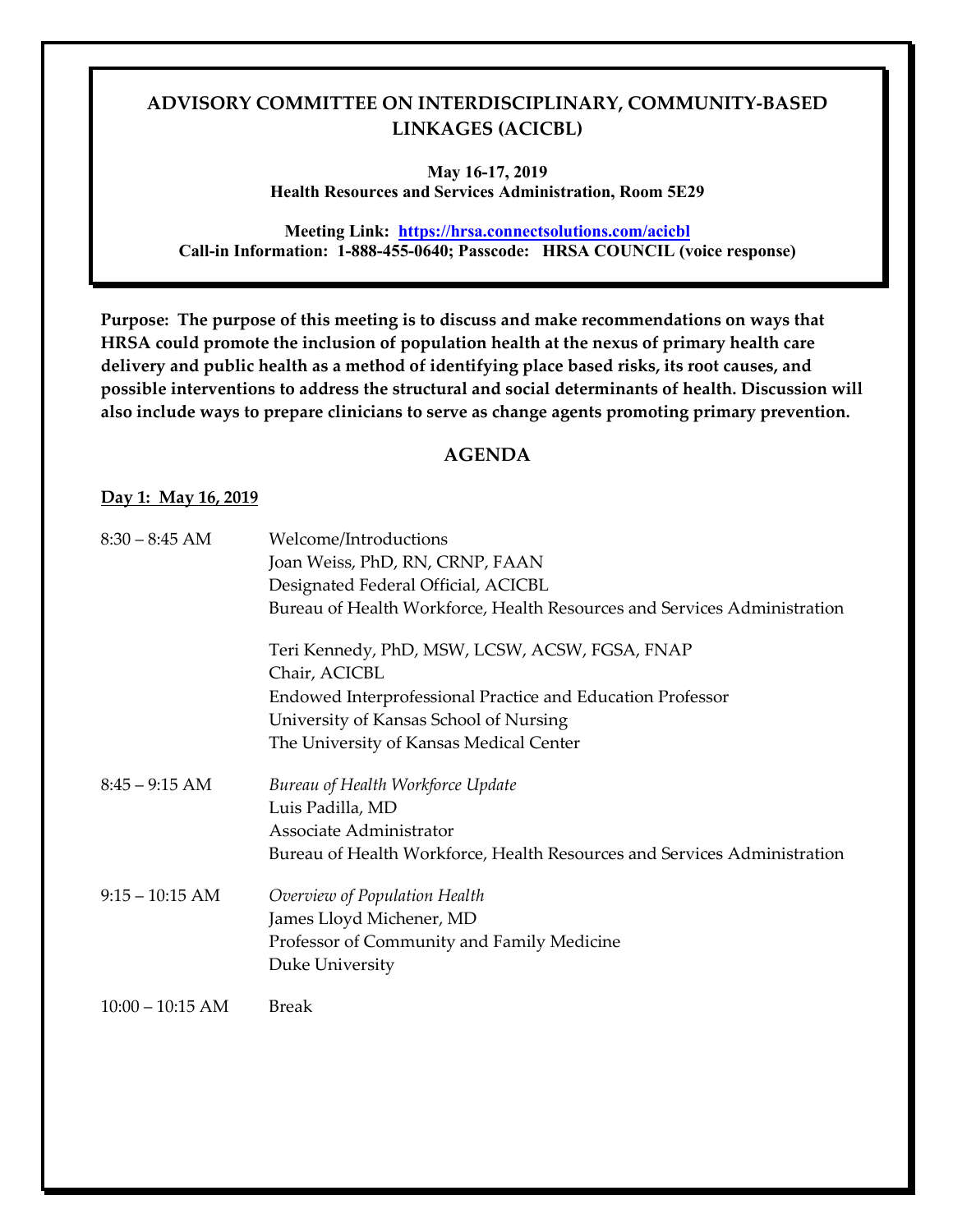# ADVISORY COMMITTEE ON INTERDISCIPLINARY, COMMUNITY-BASED LINKAGES (ACICBL)

**May 16-17, 2019**
**Health Resources and Services Administration, Room 5E29**

**Meeting Link: [https://hrsa.connectsolutions.com/acicbl](https://hrsa.connectsolutions.com/acicbl)**
**Call-in Information: 1-888-455-0640; Passcode: HRSA COUNCIL (voice response)**

**Purpose: The purpose of this meeting is to discuss and make recommendations on ways that HRSA could promote the inclusion of population health at the nexus of primary health care delivery and public health as a method of identifying place based risks, its root causes, and possible interventions to address the structural and social determinants of health. Discussion will also include ways to prepare clinicians to serve as change agents promoting primary prevention.**

## AGENDA

**Day 1: May 16, 2019**

| | |
|---|---|
| 8:30 – 8:45 AM | Welcome/Introductions<br>Joan Weiss, PhD, RN, CRNP, FAAN<br>Designated Federal Official, ACICBL<br>Bureau of Health Workforce, Health Resources and Services Administration<br><br>Teri Kennedy, PhD, MSW, LCSW, ACSW, FGSA, FNAP<br>Chair, ACICBL<br>Endowed Interprofessional Practice and Education Professor<br>University of Kansas School of Nursing<br>The University of Kansas Medical Center |
| 8:45 – 9:15 AM | *Bureau of Health Workforce Update*<br>Luis Padilla, MD<br>Associate Administrator<br>Bureau of Health Workforce, Health Resources and Services Administration |
| 9:15 – 10:15 AM | *Overview of Population Health*<br>James Lloyd Michener, MD<br>Professor of Community and Family Medicine<br>Duke University |
| 10:00 – 10:15 AM | Break |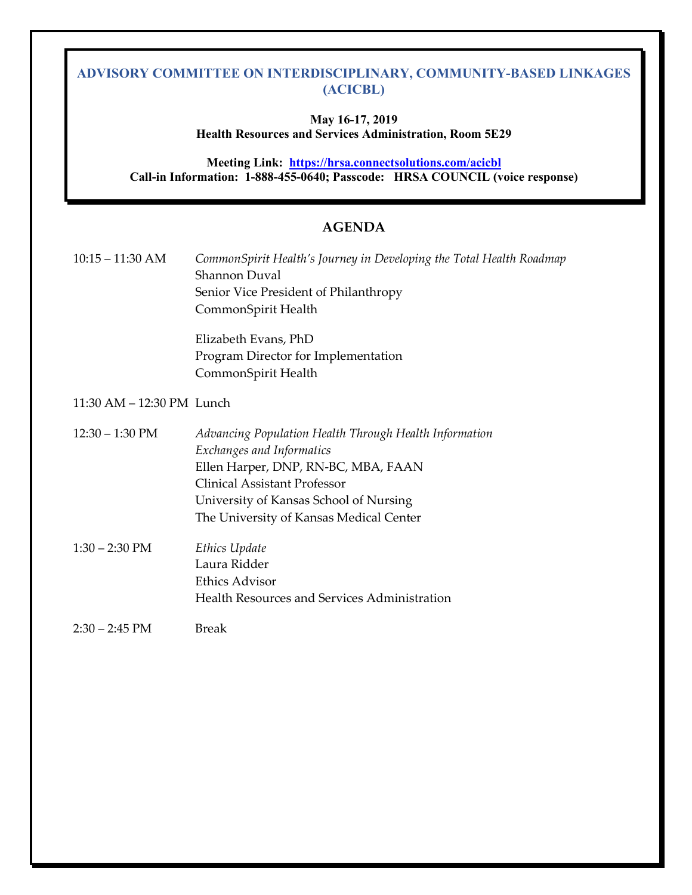**ADVISORY COMMITTEE ON INTERDISCIPLINARY, COMMUNITY-BASED LINKAGES (ACICBL)**

**May 16-17, 2019**
**Health Resources and Services Administration, Room 5E29**

**Meeting Link: [https://hrsa.connectsolutions.com/acicbl](https://hrsa.connectsolutions.com/acicbl)**
**Call-in Information: 1-888-455-0640; Passcode: HRSA COUNCIL (voice response)**

## AGENDA

| | |
|---|---|
| 10:15 – 11:30 AM | *CommonSpirit Health's Journey in Developing the Total Health Roadmap*<br>Shannon Duval<br>Senior Vice President of Philanthropy<br>CommonSpirit Health<br><br>Elizabeth Evans, PhD<br>Program Director for Implementation<br>CommonSpirit Health |
| 11:30 AM – 12:30 PM | Lunch |
| 12:30 – 1:30 PM | *Advancing Population Health Through Health Information Exchanges and Informatics*<br>Ellen Harper, DNP, RN-BC, MBA, FAAN<br>Clinical Assistant Professor<br>University of Kansas School of Nursing<br>The University of Kansas Medical Center |
| 1:30 – 2:30 PM | *Ethics Update*<br>Laura Ridder<br>Ethics Advisor<br>Health Resources and Services Administration |
| 2:30 – 2:45 PM | Break |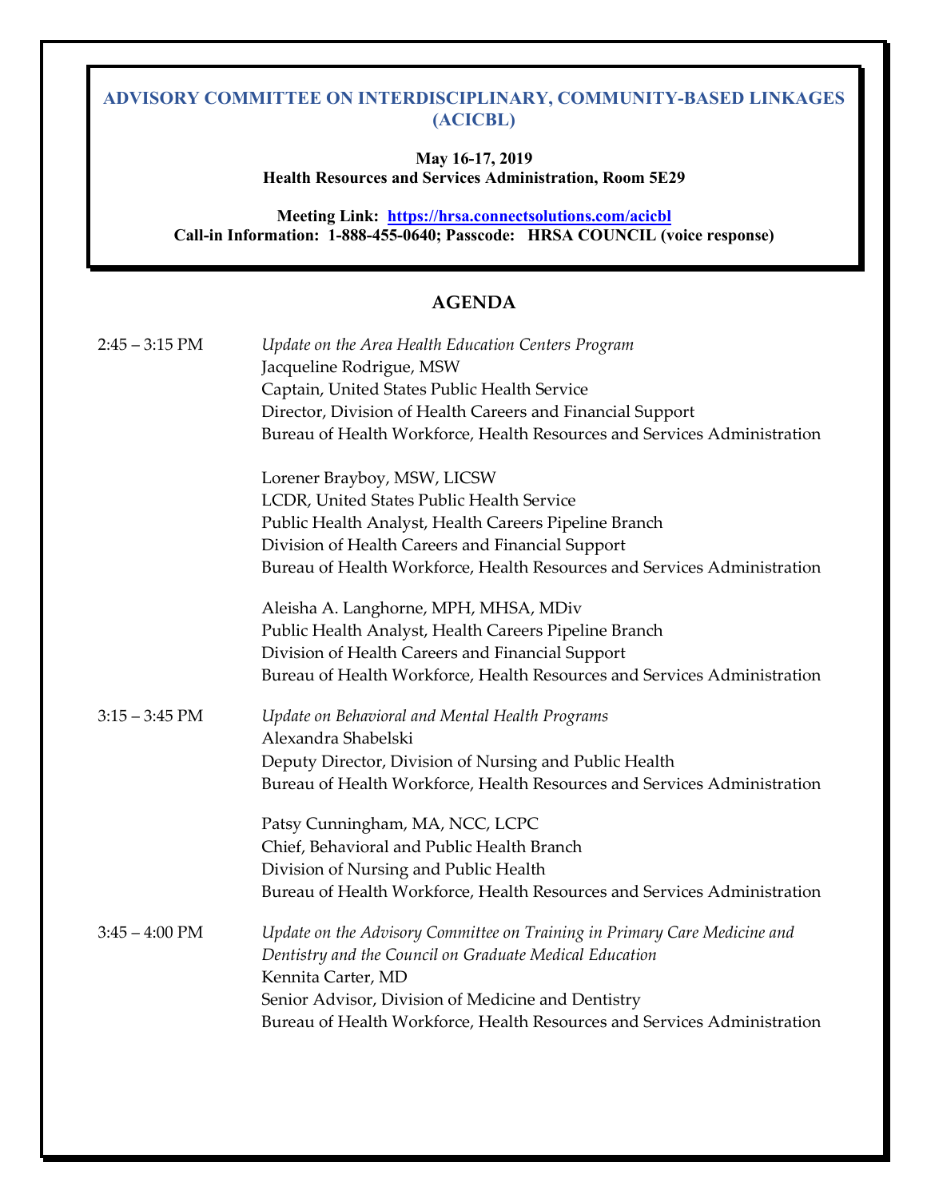**ADVISORY COMMITTEE ON INTERDISCIPLINARY, COMMUNITY-BASED LINKAGES (ACICBL)**

**May 16-17, 2019**
**Health Resources and Services Administration, Room 5E29**

**Meeting Link: [https://hrsa.connectsolutions.com/acicbl](https://hrsa.connectsolutions.com/acicbl)**
**Call-in Information: 1-888-455-0640; Passcode: HRSA COUNCIL (voice response)**

## AGENDA

2:45 – 3:15 PM — *Update on the Area Health Education Centers Program*

Jacqueline Rodrigue, MSW
Captain, United States Public Health Service
Director, Division of Health Careers and Financial Support
Bureau of Health Workforce, Health Resources and Services Administration

Lorener Brayboy, MSW, LICSW
LCDR, United States Public Health Service
Public Health Analyst, Health Careers Pipeline Branch
Division of Health Careers and Financial Support
Bureau of Health Workforce, Health Resources and Services Administration

Aleisha A. Langhorne, MPH, MHSA, MDiv
Public Health Analyst, Health Careers Pipeline Branch
Division of Health Careers and Financial Support
Bureau of Health Workforce, Health Resources and Services Administration

3:15 – 3:45 PM — *Update on Behavioral and Mental Health Programs*

Alexandra Shabelski
Deputy Director, Division of Nursing and Public Health
Bureau of Health Workforce, Health Resources and Services Administration

Patsy Cunningham, MA, NCC, LCPC
Chief, Behavioral and Public Health Branch
Division of Nursing and Public Health
Bureau of Health Workforce, Health Resources and Services Administration

3:45 – 4:00 PM — *Update on the Advisory Committee on Training in Primary Care Medicine and Dentistry and the Council on Graduate Medical Education*

Kennita Carter, MD
Senior Advisor, Division of Medicine and Dentistry
Bureau of Health Workforce, Health Resources and Services Administration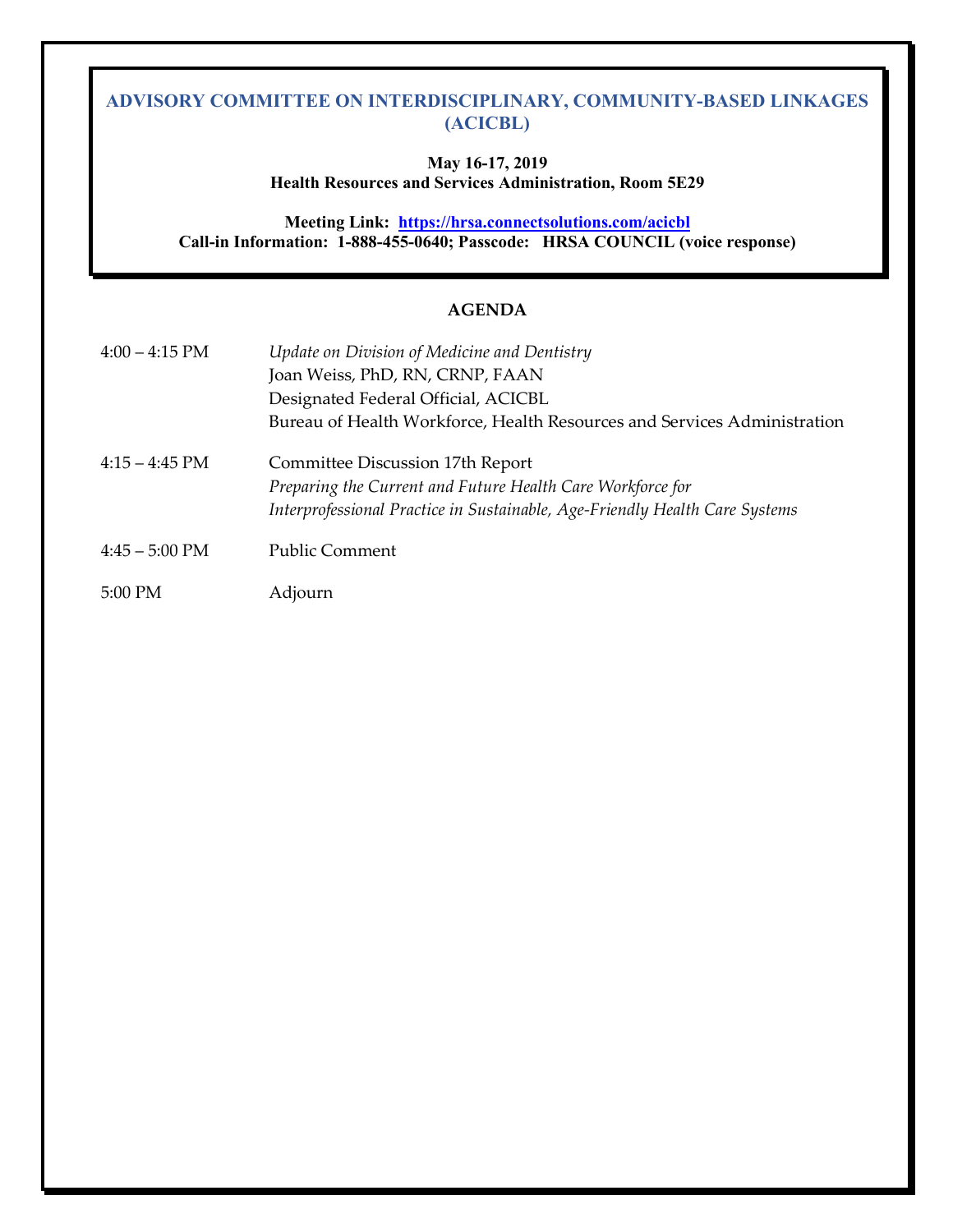# ADVISORY COMMITTEE ON INTERDISCIPLINARY, COMMUNITY-BASED LINKAGES (ACICBL)

**May 16-17, 2019**
**Health Resources and Services Administration, Room 5E29**

**Meeting Link: [https://hrsa.connectsolutions.com/acicbl](https://hrsa.connectsolutions.com/acicbl)**
**Call-in Information: 1-888-455-0640; Passcode: HRSA COUNCIL (voice response)**

## AGENDA

| | |
|---|---|
| 4:00 – 4:15 PM | *Update on Division of Medicine and Dentistry*<br>Joan Weiss, PhD, RN, CRNP, FAAN<br>Designated Federal Official, ACICBL<br>Bureau of Health Workforce, Health Resources and Services Administration |
| 4:15 – 4:45 PM | Committee Discussion 17th Report<br>*Preparing the Current and Future Health Care Workforce for Interprofessional Practice in Sustainable, Age-Friendly Health Care Systems* |
| 4:45 – 5:00 PM | Public Comment |
| 5:00 PM | Adjourn |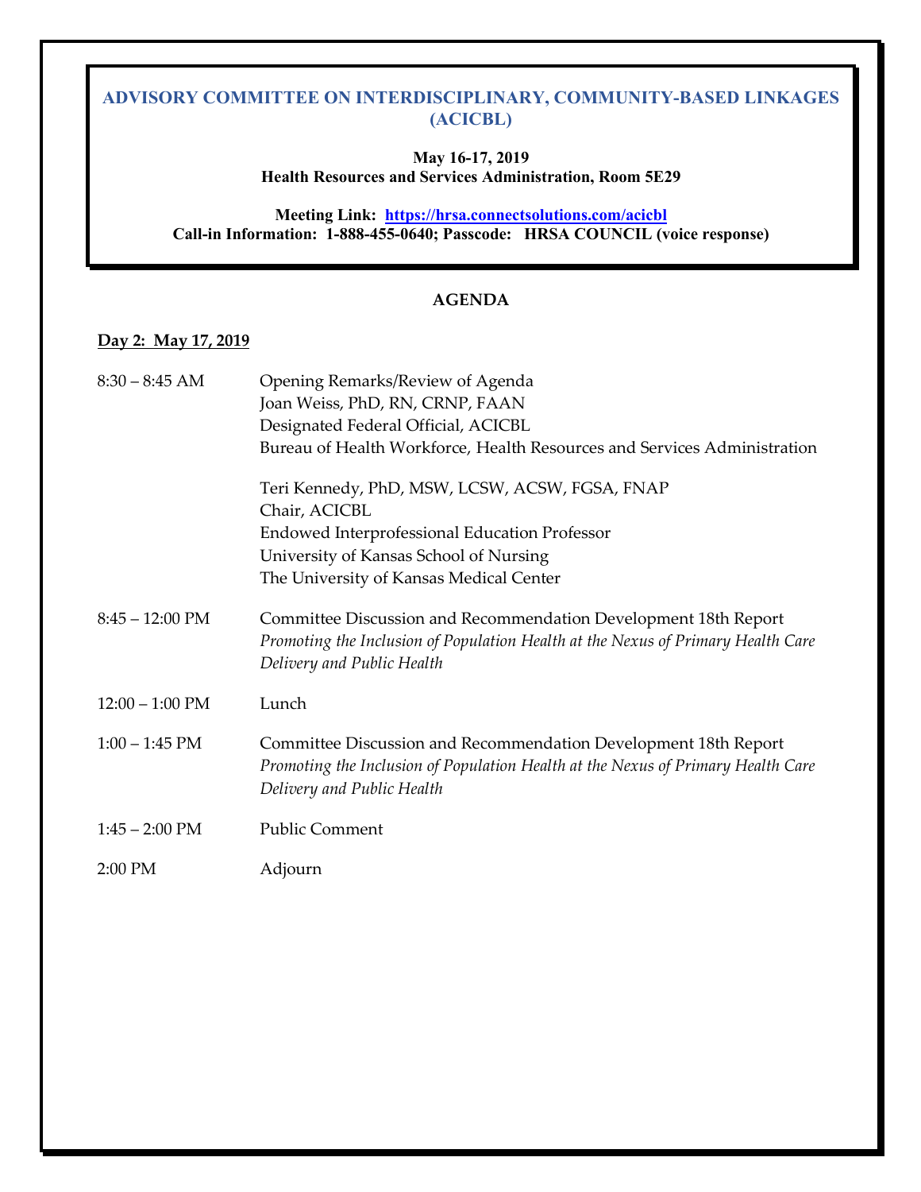# ADVISORY COMMITTEE ON INTERDISCIPLINARY, COMMUNITY-BASED LINKAGES (ACICBL)

**May 16-17, 2019**
**Health Resources and Services Administration, Room 5E29**

**Meeting Link: [https://hrsa.connectsolutions.com/acicbl](https://hrsa.connectsolutions.com/acicbl)**
**Call-in Information: 1-888-455-0640; Passcode: HRSA COUNCIL (voice response)**

## AGENDA

**Day 2: May 17, 2019**

| | |
|---|---|
| 8:30 – 8:45 AM | Opening Remarks/Review of Agenda<br>Joan Weiss, PhD, RN, CRNP, FAAN<br>Designated Federal Official, ACICBL<br>Bureau of Health Workforce, Health Resources and Services Administration<br><br>Teri Kennedy, PhD, MSW, LCSW, ACSW, FGSA, FNAP<br>Chair, ACICBL<br>Endowed Interprofessional Education Professor<br>University of Kansas School of Nursing<br>The University of Kansas Medical Center |
| 8:45 – 12:00 PM | Committee Discussion and Recommendation Development 18th Report<br>*Promoting the Inclusion of Population Health at the Nexus of Primary Health Care Delivery and Public Health* |
| 12:00 – 1:00 PM | Lunch |
| 1:00 – 1:45 PM | Committee Discussion and Recommendation Development 18th Report<br>*Promoting the Inclusion of Population Health at the Nexus of Primary Health Care Delivery and Public Health* |
| 1:45 – 2:00 PM | Public Comment |
| 2:00 PM | Adjourn |